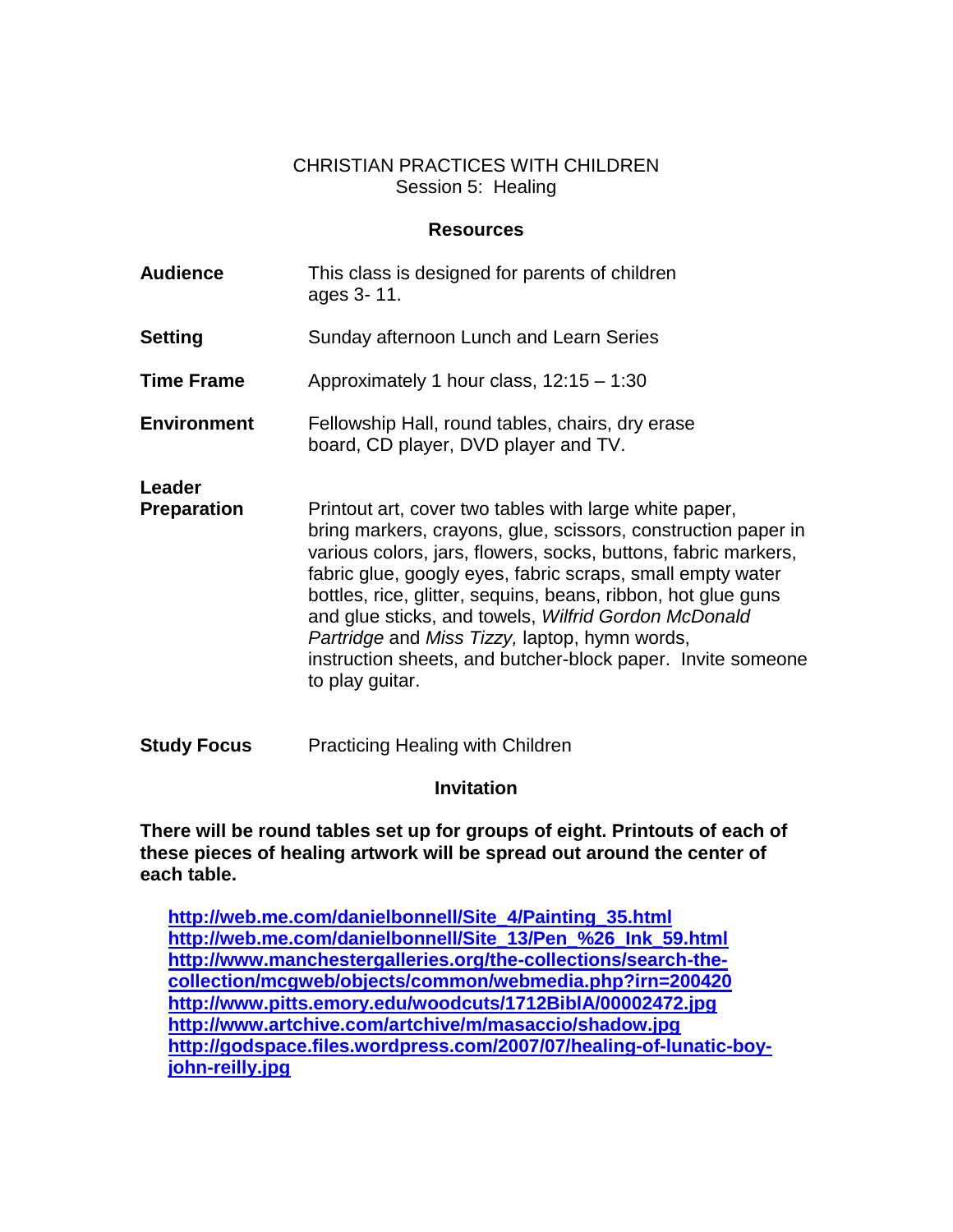# CHRISTIAN PRACTICES WITH CHILDREN

## Session 5: Healing

### Resources

| | |
|---|---|
| **Audience** | This class is designed for parents of children ages 3- 11. |
| **Setting** | Sunday afternoon Lunch and Learn Series |
| **Time Frame** | Approximately 1 hour class, 12:15 – 1:30 |
| **Environment** | Fellowship Hall, round tables, chairs, dry erase board, CD player, DVD player and TV. |
| **Leader Preparation** | Printout art, cover two tables with large white paper, bring markers, crayons, glue, scissors, construction paper in various colors, jars, flowers, socks, buttons, fabric markers, fabric glue, googly eyes, fabric scraps, small empty water bottles, rice, glitter, sequins, beans, ribbon, hot glue guns and glue sticks, and towels, *Wilfrid Gordon McDonald Partridge* and *Miss Tizzy,* laptop, hymn words, instruction sheets, and butcher-block paper. Invite someone to play guitar. |
| **Study Focus** | Practicing Healing with Children |

### Invitation

**There will be round tables set up for groups of eight. Printouts of each of these pieces of healing artwork will be spread out around the center of each table.**

- http://web.me.com/danielbonnell/Site_4/Painting_35.html
- http://web.me.com/danielbonnell/Site_13/Pen_%26_Ink_59.html
- http://www.manchestergalleries.org/the-collections/search-the-collection/mcgweb/objects/common/webmedia.php?irn=200420
- http://www.pitts.emory.edu/woodcuts/1712BiblA/00002472.jpg
- http://www.artchive.com/artchive/m/masaccio/shadow.jpg
- http://godspace.files.wordpress.com/2007/07/healing-of-lunatic-boy-john-reilly.jpg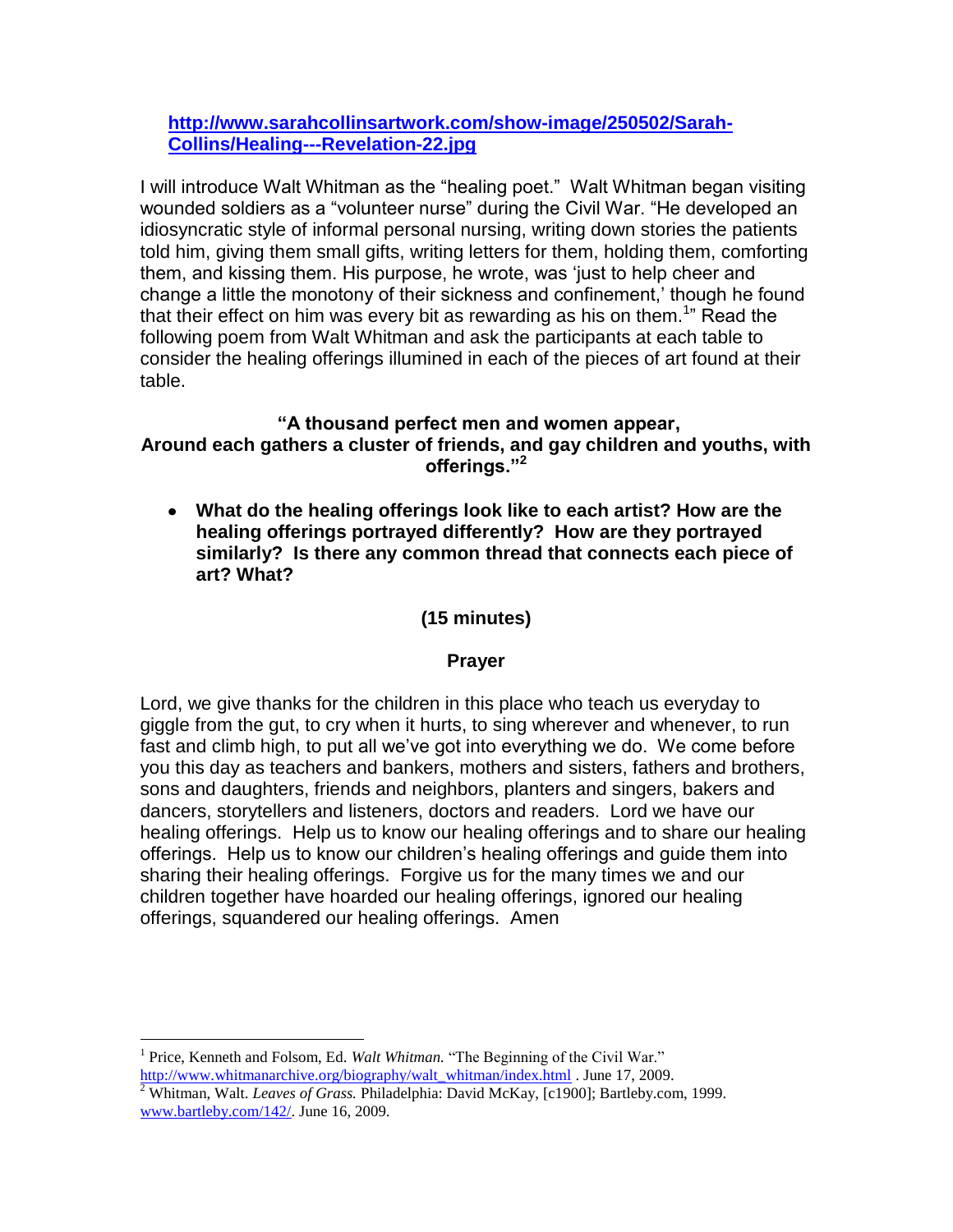[http://www.sarahcollinsartwork.com/show-image/250502/Sarah-Collins/Healing---Revelation-22.jpg](http://www.sarahcollinsartwork.com/show-image/250502/Sarah-Collins/Healing---Revelation-22.jpg)

I will introduce Walt Whitman as the "healing poet." Walt Whitman began visiting wounded soldiers as a "volunteer nurse" during the Civil War. "He developed an idiosyncratic style of informal personal nursing, writing down stories the patients told him, giving them small gifts, writing letters for them, holding them, comforting them, and kissing them. His purpose, he wrote, was 'just to help cheer and change a little the monotony of their sickness and confinement,' though he found that their effect on him was every bit as rewarding as his on them.[1]" Read the following poem from Walt Whitman and ask the participants at each table to consider the healing offerings illumined in each of the pieces of art found at their table.

**"A thousand perfect men and women appear,
Around each gathers a cluster of friends, and gay children and youths, with offerings."[2]**

- **What do the healing offerings look like to each artist? How are the healing offerings portrayed differently? How are they portrayed similarly? Is there any common thread that connects each piece of art? What?**

**(15 minutes)**

**Prayer**

Lord, we give thanks for the children in this place who teach us everyday to giggle from the gut, to cry when it hurts, to sing wherever and whenever, to run fast and climb high, to put all we've got into everything we do. We come before you this day as teachers and bankers, mothers and sisters, fathers and brothers, sons and daughters, friends and neighbors, planters and singers, bakers and dancers, storytellers and listeners, doctors and readers. Lord we have our healing offerings. Help us to know our healing offerings and to share our healing offerings. Help us to know our children's healing offerings and guide them into sharing their healing offerings. Forgive us for the many times we and our children together have hoarded our healing offerings, ignored our healing offerings, squandered our healing offerings. Amen

---

[1] Price, Kenneth and Folsom, Ed. *Walt Whitman.* "The Beginning of the Civil War." [http://www.whitmanarchive.org/biography/walt_whitman/index.html](http://www.whitmanarchive.org/biography/walt_whitman/index.html) . June 17, 2009.

[2] Whitman, Walt. *Leaves of Grass.* Philadelphia: David McKay, [c1900]; Bartleby.com, 1999. [www.bartleby.com/142/](http://www.bartleby.com/142/). June 16, 2009.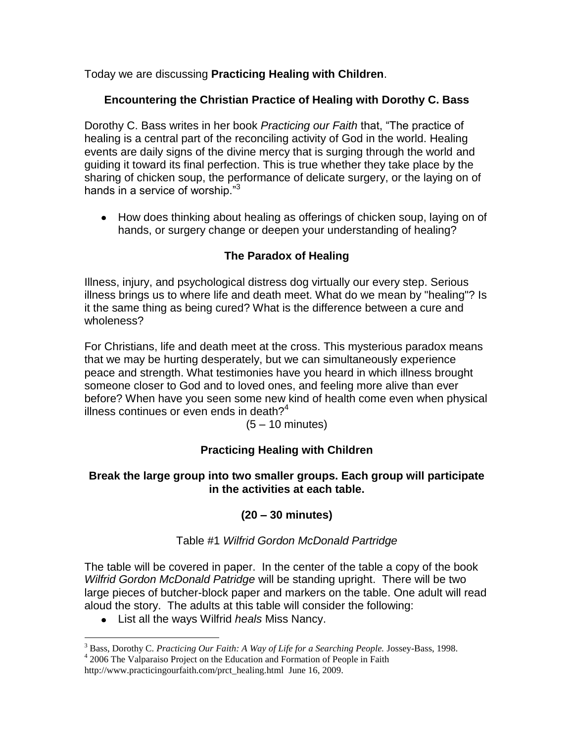Today we are discussing **Practicing Healing with Children**.

### Encountering the Christian Practice of Healing with Dorothy C. Bass

Dorothy C. Bass writes in her book *Practicing our Faith* that, "The practice of healing is a central part of the reconciling activity of God in the world. Healing events are daily signs of the divine mercy that is surging through the world and guiding it toward its final perfection. This is true whether they take place by the sharing of chicken soup, the performance of delicate surgery, or the laying on of hands in a service of worship."[3]

- How does thinking about healing as offerings of chicken soup, laying on of hands, or surgery change or deepen your understanding of healing?

### The Paradox of Healing

Illness, injury, and psychological distress dog virtually our every step. Serious illness brings us to where life and death meet. What do we mean by "healing"? Is it the same thing as being cured? What is the difference between a cure and wholeness?

For Christians, life and death meet at the cross. This mysterious paradox means that we may be hurting desperately, but we can simultaneously experience peace and strength. What testimonies have you heard in which illness brought someone closer to God and to loved ones, and feeling more alive than ever before? When have you seen some new kind of health come even when physical illness continues or even ends in death?[4]

(5 – 10 minutes)

### Practicing Healing with Children

**Break the large group into two smaller groups. Each group will participate in the activities at each table.**

**(20 – 30 minutes)**

Table #1 *Wilfrid Gordon McDonald Partridge*

The table will be covered in paper. In the center of the table a copy of the book *Wilfrid Gordon McDonald Patridge* will be standing upright. There will be two large pieces of butcher-block paper and markers on the table. One adult will read aloud the story. The adults at this table will consider the following:

- List all the ways Wilfrid *heals* Miss Nancy.

---

[3] Bass, Dorothy C. *Practicing Our Faith: A Way of Life for a Searching People.* Jossey-Bass, 1998.

[4] 2006 The Valparaiso Project on the Education and Formation of People in Faith http://www.practicingourfaith.com/prct_healing.html June 16, 2009.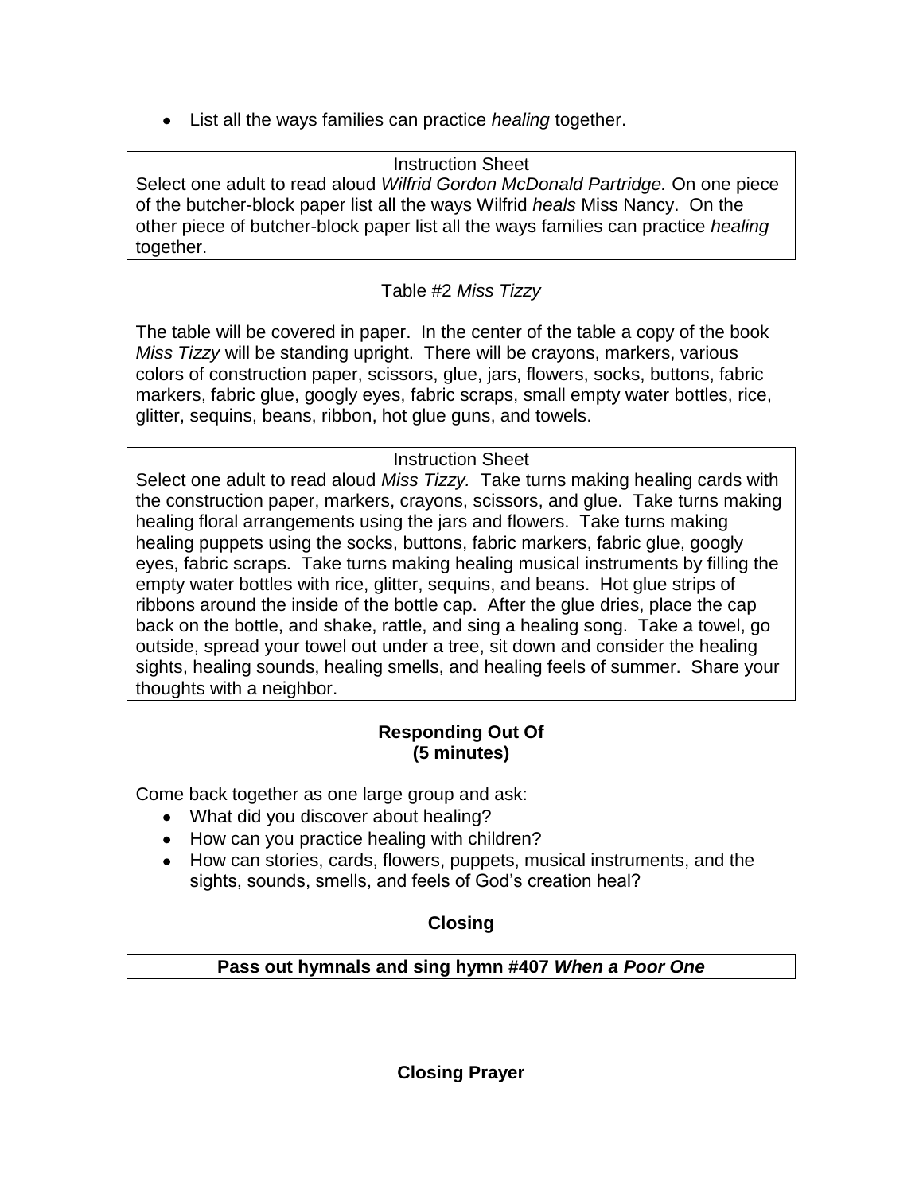- List all the ways families can practice *healing* together.

Instruction Sheet

Select one adult to read aloud *Wilfrid Gordon McDonald Partridge.* On one piece of the butcher-block paper list all the ways Wilfrid *heals* Miss Nancy. On the other piece of butcher-block paper list all the ways families can practice *healing* together.

Table #2 *Miss Tizzy*

The table will be covered in paper. In the center of the table a copy of the book *Miss Tizzy* will be standing upright. There will be crayons, markers, various colors of construction paper, scissors, glue, jars, flowers, socks, buttons, fabric markers, fabric glue, googly eyes, fabric scraps, small empty water bottles, rice, glitter, sequins, beans, ribbon, hot glue guns, and towels.

Instruction Sheet

Select one adult to read aloud *Miss Tizzy.* Take turns making healing cards with the construction paper, markers, crayons, scissors, and glue. Take turns making healing floral arrangements using the jars and flowers. Take turns making healing puppets using the socks, buttons, fabric markers, fabric glue, googly eyes, fabric scraps. Take turns making healing musical instruments by filling the empty water bottles with rice, glitter, sequins, and beans. Hot glue strips of ribbons around the inside of the bottle cap. After the glue dries, place the cap back on the bottle, and shake, rattle, and sing a healing song. Take a towel, go outside, spread your towel out under a tree, sit down and consider the healing sights, healing sounds, healing smells, and healing feels of summer. Share your thoughts with a neighbor.

**Responding Out Of**
**(5 minutes)**

Come back together as one large group and ask:

- What did you discover about healing?
- How can you practice healing with children?
- How can stories, cards, flowers, puppets, musical instruments, and the sights, sounds, smells, and feels of God's creation heal?

**Closing**

**Pass out hymnals and sing hymn #407 *When a Poor One***

**Closing Prayer**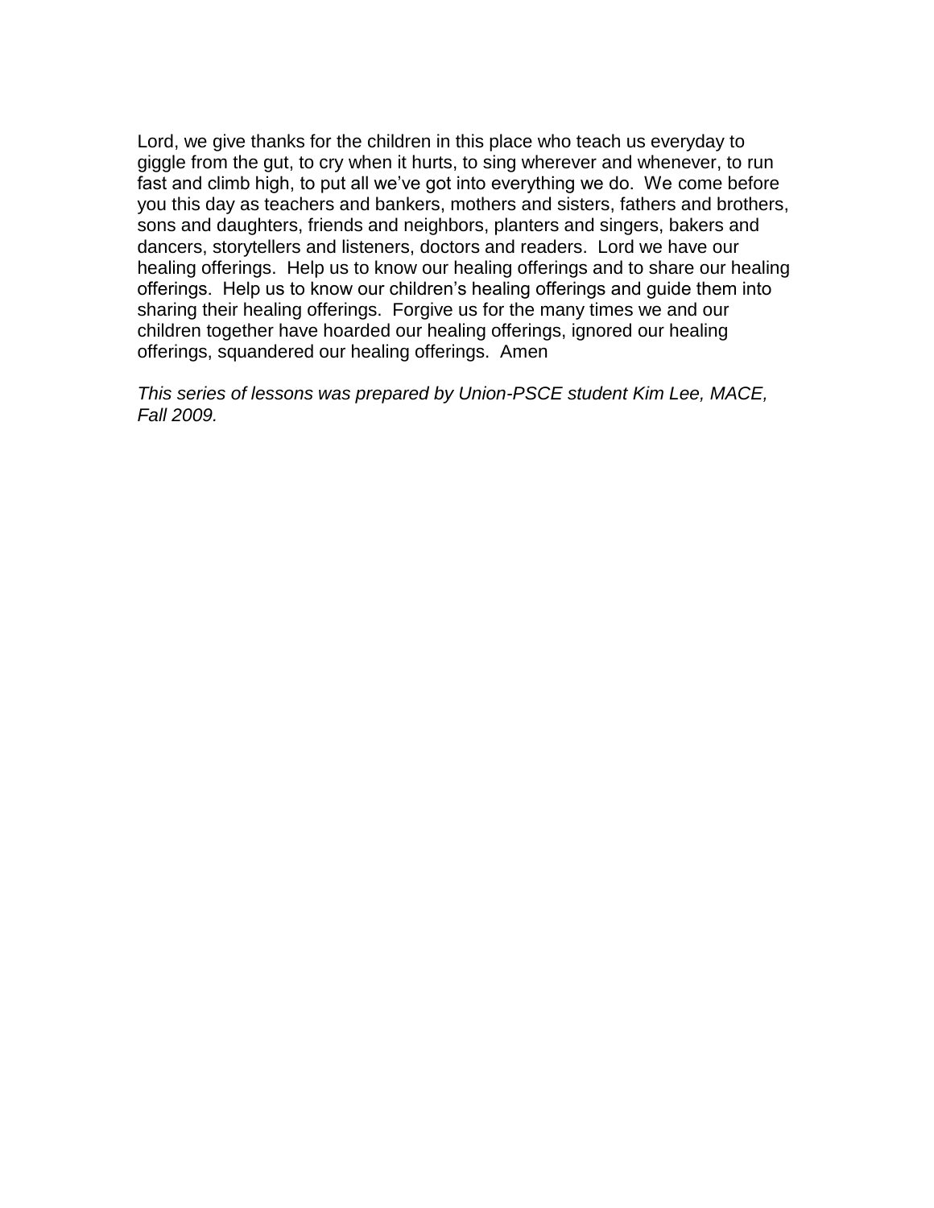Lord, we give thanks for the children in this place who teach us everyday to giggle from the gut, to cry when it hurts, to sing wherever and whenever, to run fast and climb high, to put all we've got into everything we do. We come before you this day as teachers and bankers, mothers and sisters, fathers and brothers, sons and daughters, friends and neighbors, planters and singers, bakers and dancers, storytellers and listeners, doctors and readers. Lord we have our healing offerings. Help us to know our healing offerings and to share our healing offerings. Help us to know our children's healing offerings and guide them into sharing their healing offerings. Forgive us for the many times we and our children together have hoarded our healing offerings, ignored our healing offerings, squandered our healing offerings. Amen

*This series of lessons was prepared by Union-PSCE student Kim Lee, MACE, Fall 2009.*